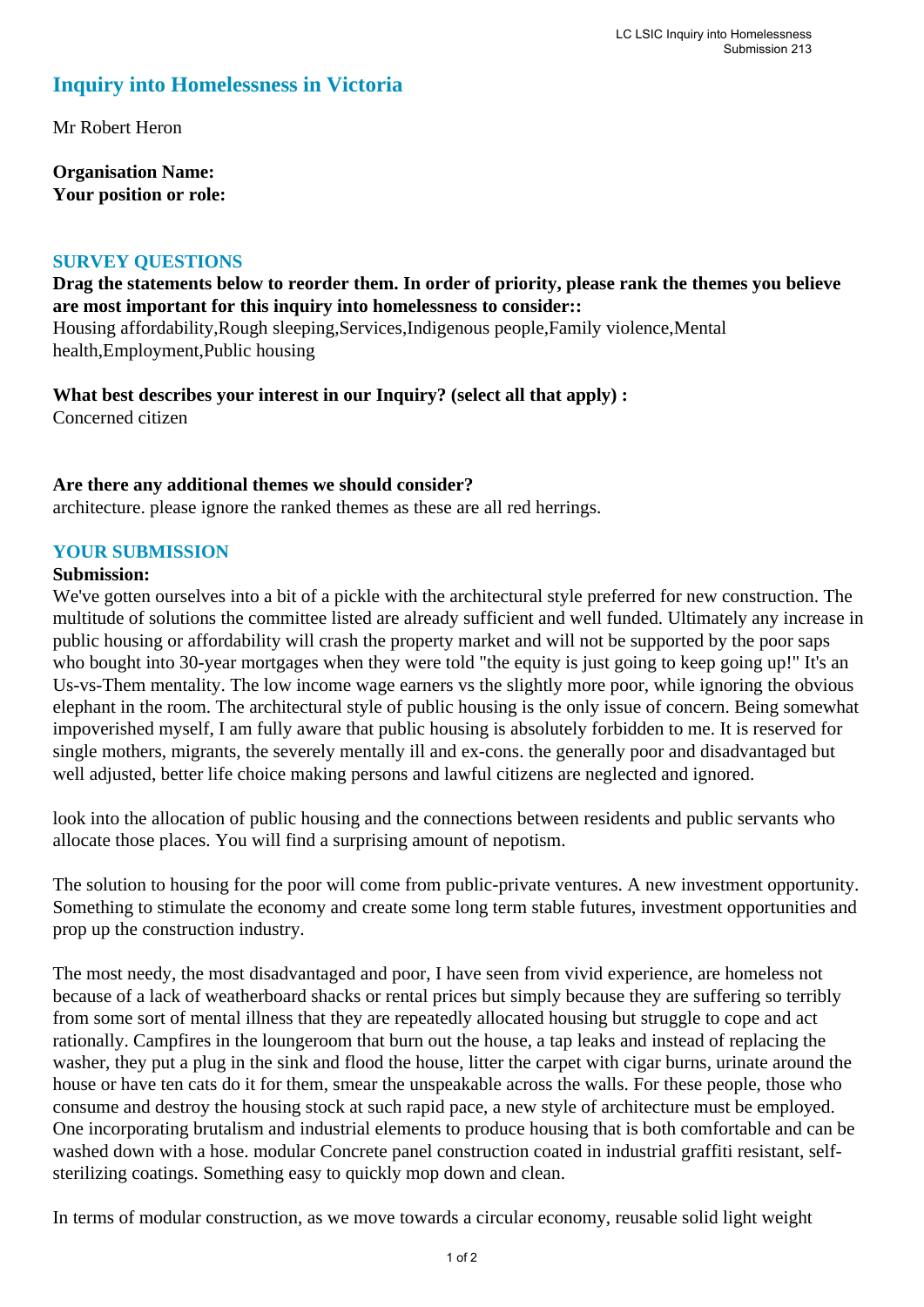# Inquiry into Homelessness in Victoria

Mr Robert Heron

**Organisation Name:**
**Your position or role:**

## SURVEY QUESTIONS

**Drag the statements below to reorder them. In order of priority, please rank the themes you believe are most important for this inquiry into homelessness to consider::**
Housing affordability,Rough sleeping,Services,Indigenous people,Family violence,Mental health,Employment,Public housing

**What best describes your interest in our Inquiry? (select all that apply) :**
Concerned citizen

**Are there any additional themes we should consider?**
architecture. please ignore the ranked themes as these are all red herrings.

## YOUR SUBMISSION

**Submission:**

We've gotten ourselves into a bit of a pickle with the architectural style preferred for new construction. The multitude of solutions the committee listed are already sufficient and well funded. Ultimately any increase in public housing or affordability will crash the property market and will not be supported by the poor saps who bought into 30-year mortgages when they were told "the equity is just going to keep going up!" It's an Us-vs-Them mentality. The low income wage earners vs the slightly more poor, while ignoring the obvious elephant in the room. The architectural style of public housing is the only issue of concern. Being somewhat impoverished myself, I am fully aware that public housing is absolutely forbidden to me. It is reserved for single mothers, migrants, the severely mentally ill and ex-cons. the generally poor and disadvantaged but well adjusted, better life choice making persons and lawful citizens are neglected and ignored.

look into the allocation of public housing and the connections between residents and public servants who allocate those places. You will find a surprising amount of nepotism.

The solution to housing for the poor will come from public-private ventures. A new investment opportunity. Something to stimulate the economy and create some long term stable futures, investment opportunities and prop up the construction industry.

The most needy, the most disadvantaged and poor, I have seen from vivid experience, are homeless not because of a lack of weatherboard shacks or rental prices but simply because they are suffering so terribly from some sort of mental illness that they are repeatedly allocated housing but struggle to cope and act rationally. Campfires in the loungeroom that burn out the house, a tap leaks and instead of replacing the washer, they put a plug in the sink and flood the house, litter the carpet with cigar burns, urinate around the house or have ten cats do it for them, smear the unspeakable across the walls. For these people, those who consume and destroy the housing stock at such rapid pace, a new style of architecture must be employed. One incorporating brutalism and industrial elements to produce housing that is both comfortable and can be washed down with a hose. modular Concrete panel construction coated in industrial graffiti resistant, self-sterilizing coatings. Something easy to quickly mop down and clean.

In terms of modular construction, as we move towards a circular economy, reusable solid light weight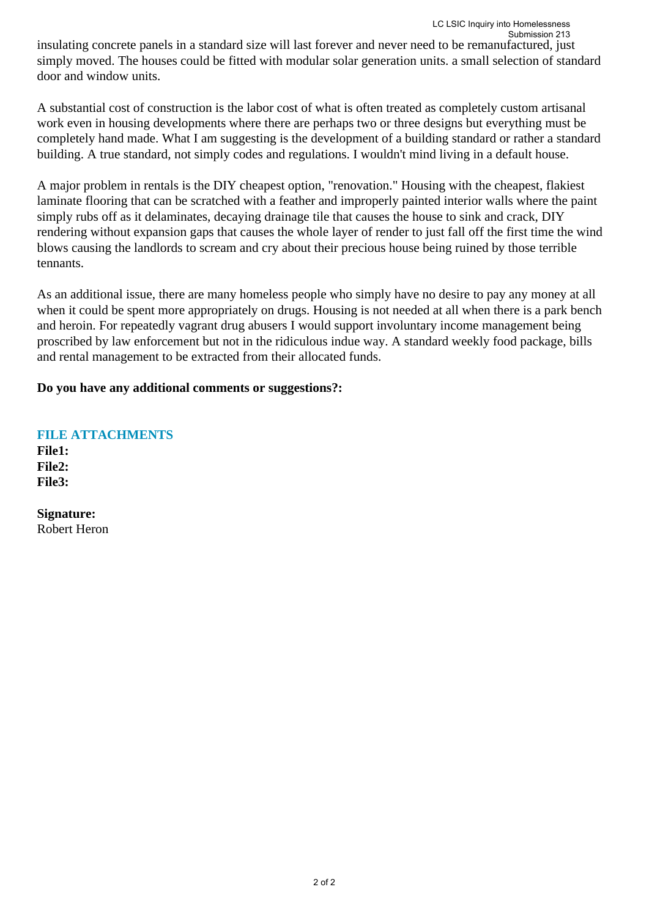insulating concrete panels in a standard size will last forever and never need to be remanufactured, just simply moved. The houses could be fitted with modular solar generation units. a small selection of standard door and window units.

A substantial cost of construction is the labor cost of what is often treated as completely custom artisanal work even in housing developments where there are perhaps two or three designs but everything must be completely hand made. What I am suggesting is the development of a building standard or rather a standard building. A true standard, not simply codes and regulations. I wouldn't mind living in a default house.

A major problem in rentals is the DIY cheapest option, "renovation." Housing with the cheapest, flakiest laminate flooring that can be scratched with a feather and improperly painted interior walls where the paint simply rubs off as it delaminates, decaying drainage tile that causes the house to sink and crack, DIY rendering without expansion gaps that causes the whole layer of render to just fall off the first time the wind blows causing the landlords to scream and cry about their precious house being ruined by those terrible tennants.

As an additional issue, there are many homeless people who simply have no desire to pay any money at all when it could be spent more appropriately on drugs. Housing is not needed at all when there is a park bench and heroin. For repeatedly vagrant drug abusers I would support involuntary income management being proscribed by law enforcement but not in the ridiculous indue way. A standard weekly food package, bills and rental management to be extracted from their allocated funds.

**Do you have any additional comments or suggestions?:**

## FILE ATTACHMENTS

**File1:**
**File2:**
**File3:**

**Signature:**
Robert Heron